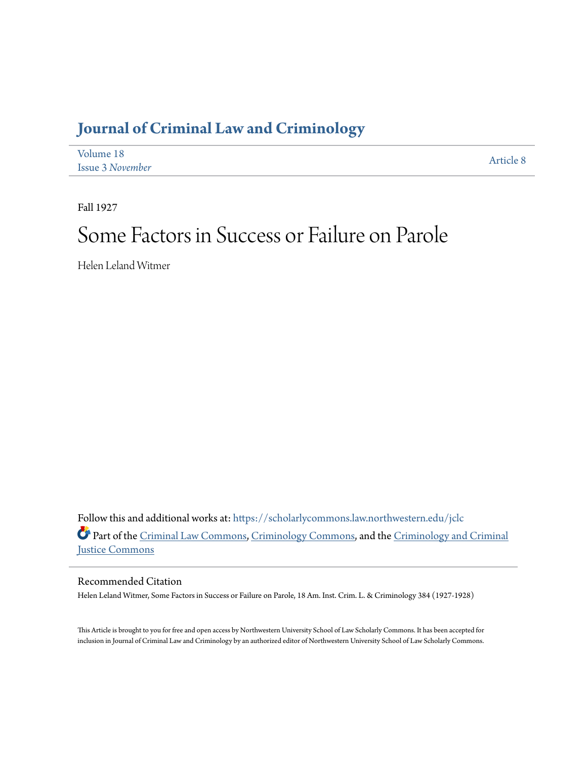# Journal of Criminal Law and Criminology

Volume 18
Issue 3 *November*

Article 8

Fall 1927

# Some Factors in Success or Failure on Parole

Helen Leland Witmer

Follow this and additional works at: https://scholarlycommons.law.northwestern.edu/jclc

Part of the Criminal Law Commons, Criminology Commons, and the Criminology and Criminal Justice Commons

## Recommended Citation

Helen Leland Witmer, Some Factors in Success or Failure on Parole, 18 Am. Inst. Crim. L. & Criminology 384 (1927-1928)

This Article is brought to you for free and open access by Northwestern University School of Law Scholarly Commons. It has been accepted for inclusion in Journal of Criminal Law and Criminology by an authorized editor of Northwestern University School of Law Scholarly Commons.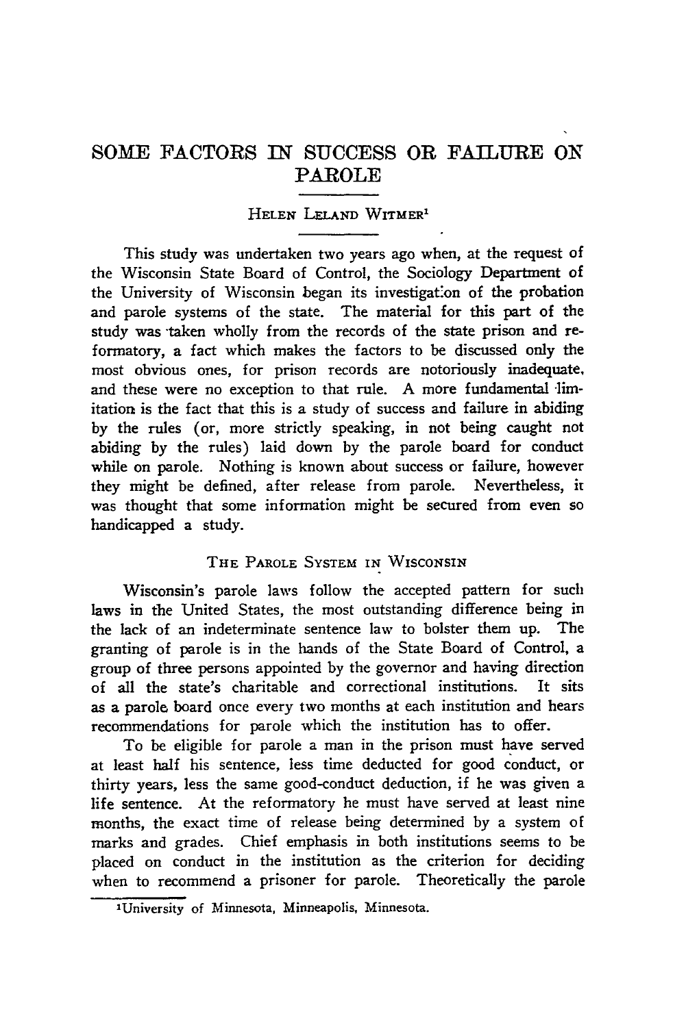# SOME FACTORS IN SUCCESS OR FAILURE ON PAROLE

HELEN LELAND WITMER[1]

This study was undertaken two years ago when, at the request of the Wisconsin State Board of Control, the Sociology Department of the University of Wisconsin began its investigation of the probation and parole systems of the state. The material for this part of the study was taken wholly from the records of the state prison and reformatory, a fact which makes the factors to be discussed only the most obvious ones, for prison records are notoriously inadequate, and these were no exception to that rule. A more fundamental limitation is the fact that this is a study of success and failure in abiding by the rules (or, more strictly speaking, in not being caught not abiding by the rules) laid down by the parole board for conduct while on parole. Nothing is known about success or failure, however they might be defined, after release from parole. Nevertheless, it was thought that some information might be secured from even so handicapped a study.

## THE PAROLE SYSTEM IN WISCONSIN

Wisconsin's parole laws follow the accepted pattern for such laws in the United States, the most outstanding difference being in the lack of an indeterminate sentence law to bolster them up. The granting of parole is in the hands of the State Board of Control, a group of three persons appointed by the governor and having direction of all the state's charitable and correctional institutions. It sits as a parole board once every two months at each institution and hears recommendations for parole which the institution has to offer.

To be eligible for parole a man in the prison must have served at least half his sentence, less time deducted for good conduct, or thirty years, less the same good-conduct deduction, if he was given a life sentence. At the reformatory he must have served at least nine months, the exact time of release being determined by a system of marks and grades. Chief emphasis in both institutions seems to be placed on conduct in the institution as the criterion for deciding when to recommend a prisoner for parole. Theoretically the parole

[1] University of Minnesota, Minneapolis, Minnesota.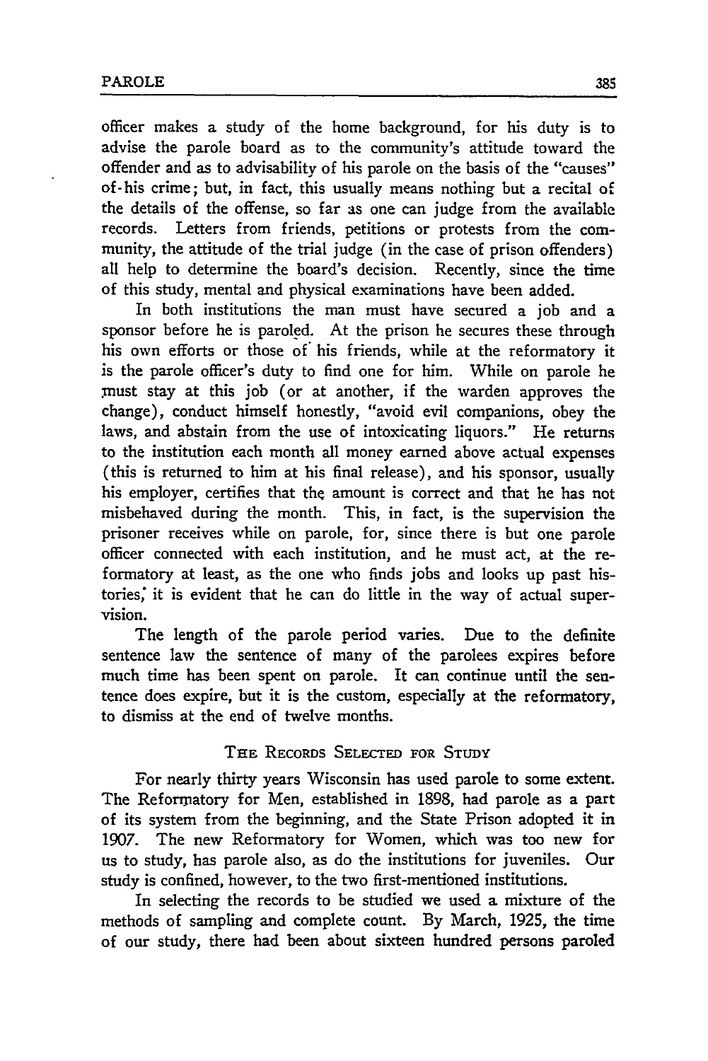officer makes a study of the home background, for his duty is to advise the parole board as to the community's attitude toward the offender and as to advisability of his parole on the basis of the "causes" of his crime; but, in fact, this usually means nothing but a recital of the details of the offense, so far as one can judge from the available records. Letters from friends, petitions or protests from the community, the attitude of the trial judge (in the case of prison offenders) all help to determine the board's decision. Recently, since the time of this study, mental and physical examinations have been added.

In both institutions the man must have secured a job and a sponsor before he is paroled. At the prison he secures these through his own efforts or those of his friends, while at the reformatory it is the parole officer's duty to find one for him. While on parole he must stay at this job (or at another, if the warden approves the change), conduct himself honestly, "avoid evil companions, obey the laws, and abstain from the use of intoxicating liquors." He returns to the institution each month all money earned above actual expenses (this is returned to him at his final release), and his sponsor, usually his employer, certifies that the amount is correct and that he has not misbehaved during the month. This, in fact, is the supervision the prisoner receives while on parole, for, since there is but one parole officer connected with each institution, and he must act, at the reformatory at least, as the one who finds jobs and looks up past histories, it is evident that he can do little in the way of actual supervision.

The length of the parole period varies. Due to the definite sentence law the sentence of many of the parolees expires before much time has been spent on parole. It can continue until the sentence does expire, but it is the custom, especially at the reformatory, to dismiss at the end of twelve months.

## The Records Selected for Study

For nearly thirty years Wisconsin has used parole to some extent. The Reformatory for Men, established in 1898, had parole as a part of its system from the beginning, and the State Prison adopted it in 1907. The new Reformatory for Women, which was too new for us to study, has parole also, as do the institutions for juveniles. Our study is confined, however, to the two first-mentioned institutions.

In selecting the records to be studied we used a mixture of the methods of sampling and complete count. By March, 1925, the time of our study, there had been about sixteen hundred persons paroled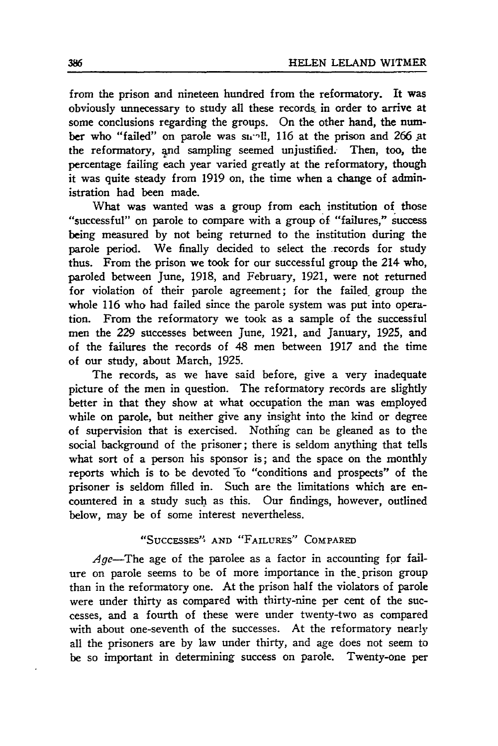from the prison and nineteen hundred from the reformatory. It was obviously unnecessary to study all these records in order to arrive at some conclusions regarding the groups. On the other hand, the number who "failed" on parole was small, 116 at the prison and 266 at the reformatory, and sampling seemed unjustified. Then, too, the percentage failing each year varied greatly at the reformatory, though it was quite steady from 1919 on, the time when a change of administration had been made.

What was wanted was a group from each institution of those "successful" on parole to compare with a group of "failures," success being measured by not being returned to the institution during the parole period. We finally decided to select the records for study thus. From the prison we took for our successful group the 214 who, paroled between June, 1918, and February, 1921, were not returned for violation of their parole agreement; for the failed group the whole 116 who had failed since the parole system was put into operation. From the reformatory we took as a sample of the successful men the 229 successes between June, 1921, and January, 1925, and of the failures the records of 48 men between 1917 and the time of our study, about March, 1925.

The records, as we have said before, give a very inadequate picture of the men in question. The reformatory records are slightly better in that they show at what occupation the man was employed while on parole, but neither give any insight into the kind or degree of supervision that is exercised. Nothing can be gleaned as to the social background of the prisoner; there is seldom anything that tells what sort of a person his sponsor is; and the space on the monthly reports which is to be devoted to "conditions and prospects" of the prisoner is seldom filled in. Such are the limitations which are encountered in a study such as this. Our findings, however, outlined below, may be of some interest nevertheless.

## "Successes" and "Failures" Compared

*Age*—The age of the parolee as a factor in accounting for failure on parole seems to be of more importance in the prison group than in the reformatory one. At the prison half the violators of parole were under thirty as compared with thirty-nine per cent of the successes, and a fourth of these were under twenty-two as compared with about one-seventh of the successes. At the reformatory nearly all the prisoners are by law under thirty, and age does not seem to be so important in determining success on parole. Twenty-one per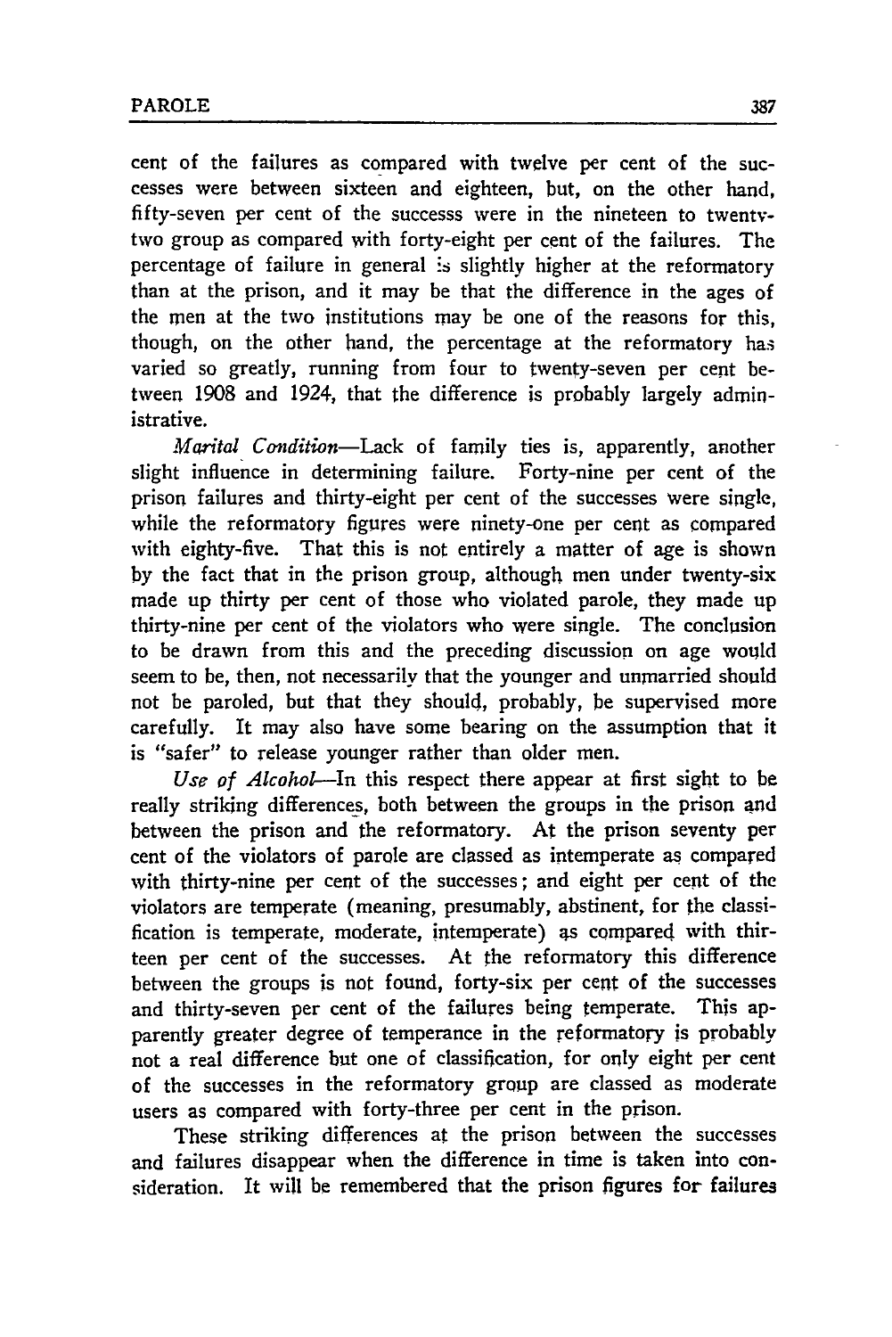cent of the failures as compared with twelve per cent of the successes were between sixteen and eighteen, but, on the other hand, fifty-seven per cent of the successs were in the nineteen to twenty-two group as compared with forty-eight per cent of the failures. The percentage of failure in general is slightly higher at the reformatory than at the prison, and it may be that the difference in the ages of the men at the two institutions may be one of the reasons for this, though, on the other hand, the percentage at the reformatory has varied so greatly, running from four to twenty-seven per cent between 1908 and 1924, that the difference is probably largely administrative.

*Marital Condition*—Lack of family ties is, apparently, another slight influence in determining failure. Forty-nine per cent of the prison failures and thirty-eight per cent of the successes were single, while the reformatory figures were ninety-one per cent as compared with eighty-five. That this is not entirely a matter of age is shown by the fact that in the prison group, although men under twenty-six made up thirty per cent of those who violated parole, they made up thirty-nine per cent of the violators who were single. The conclusion to be drawn from this and the preceding discussion on age would seem to be, then, not necessarily that the younger and unmarried should not be paroled, but that they should, probably, be supervised more carefully. It may also have some bearing on the assumption that it is "safer" to release younger rather than older men.

*Use of Alcohol*—In this respect there appear at first sight to be really striking differences, both between the groups in the prison and between the prison and the reformatory. At the prison seventy per cent of the violators of parole are classed as intemperate as compared with thirty-nine per cent of the successes; and eight per cent of the violators are temperate (meaning, presumably, abstinent, for the classification is temperate, moderate, intemperate) as compared with thirteen per cent of the successes. At the reformatory this difference between the groups is not found, forty-six per cent of the successes and thirty-seven per cent of the failures being temperate. This apparently greater degree of temperance in the reformatory is probably not a real difference but one of classification, for only eight per cent of the successes in the reformatory group are classed as moderate users as compared with forty-three per cent in the prison.

These striking differences at the prison between the successes and failures disappear when the difference in time is taken into consideration. It will be remembered that the prison figures for failures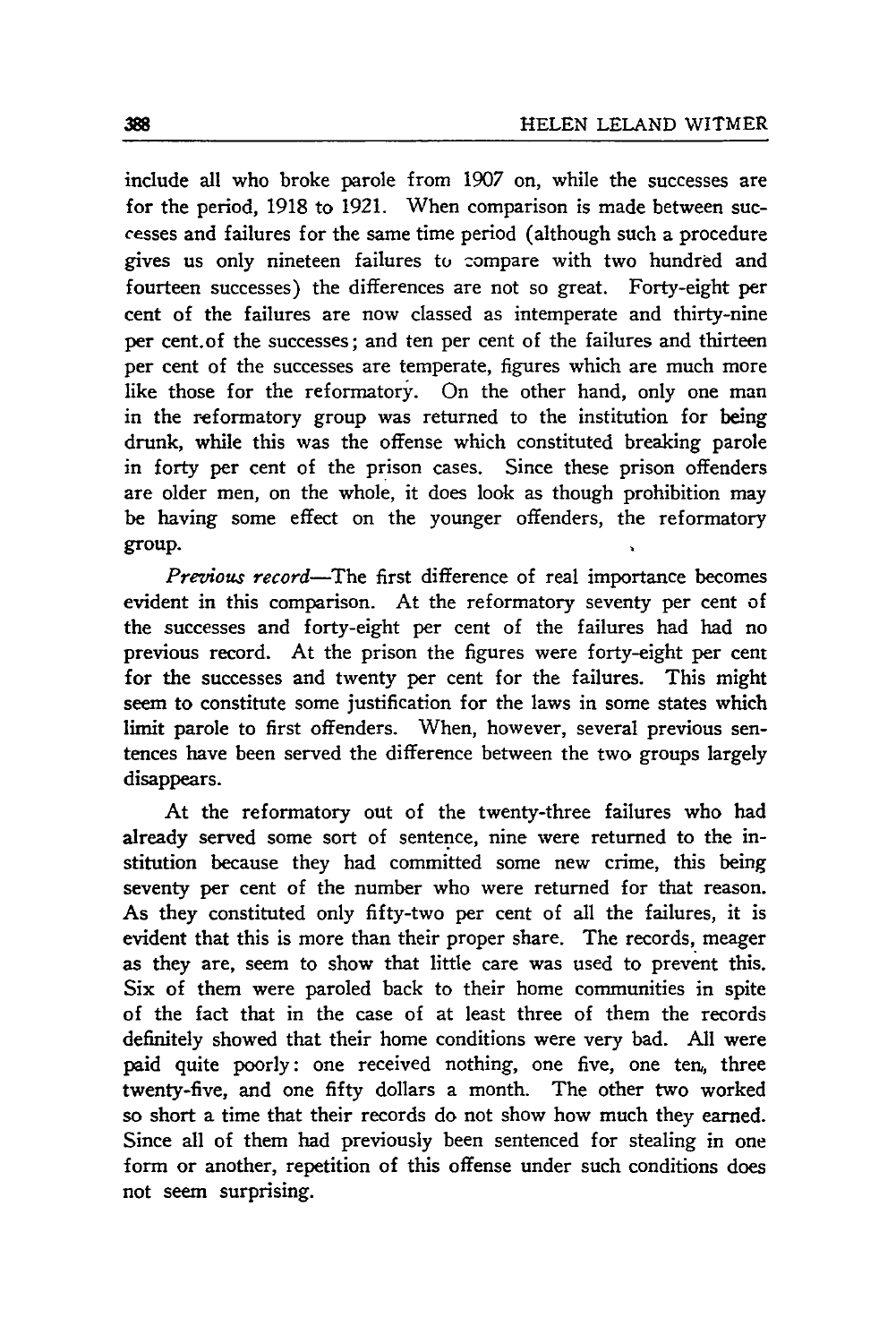include all who broke parole from 1907 on, while the successes are for the period, 1918 to 1921. When comparison is made between successes and failures for the same time period (although such a procedure gives us only nineteen failures to compare with two hundred and fourteen successes) the differences are not so great. Forty-eight per cent of the failures are now classed as intemperate and thirty-nine per cent.of the successes; and ten per cent of the failures and thirteen per cent of the successes are temperate, figures which are much more like those for the reformatory. On the other hand, only one man in the reformatory group was returned to the institution for being drunk, while this was the offense which constituted breaking parole in forty per cent of the prison cases. Since these prison offenders are older men, on the whole, it does look as though prohibition may be having some effect on the younger offenders, the reformatory group.

*Previous record*—The first difference of real importance becomes evident in this comparison. At the reformatory seventy per cent of the successes and forty-eight per cent of the failures had had no previous record. At the prison the figures were forty-eight per cent for the successes and twenty per cent for the failures. This might seem to constitute some justification for the laws in some states which limit parole to first offenders. When, however, several previous sentences have been served the difference between the two groups largely disappears.

At the reformatory out of the twenty-three failures who had already served some sort of sentence, nine were returned to the institution because they had committed some new crime, this being seventy per cent of the number who were returned for that reason. As they constituted only fifty-two per cent of all the failures, it is evident that this is more than their proper share. The records, meager as they are, seem to show that little care was used to prevent this. Six of them were paroled back to their home communities in spite of the fact that in the case of at least three of them the records definitely showed that their home conditions were very bad. All were paid quite poorly: one received nothing, one five, one ten, three twenty-five, and one fifty dollars a month. The other two worked so short a time that their records do not show how much they earned. Since all of them had previously been sentenced for stealing in one form or another, repetition of this offense under such conditions does not seem surprising.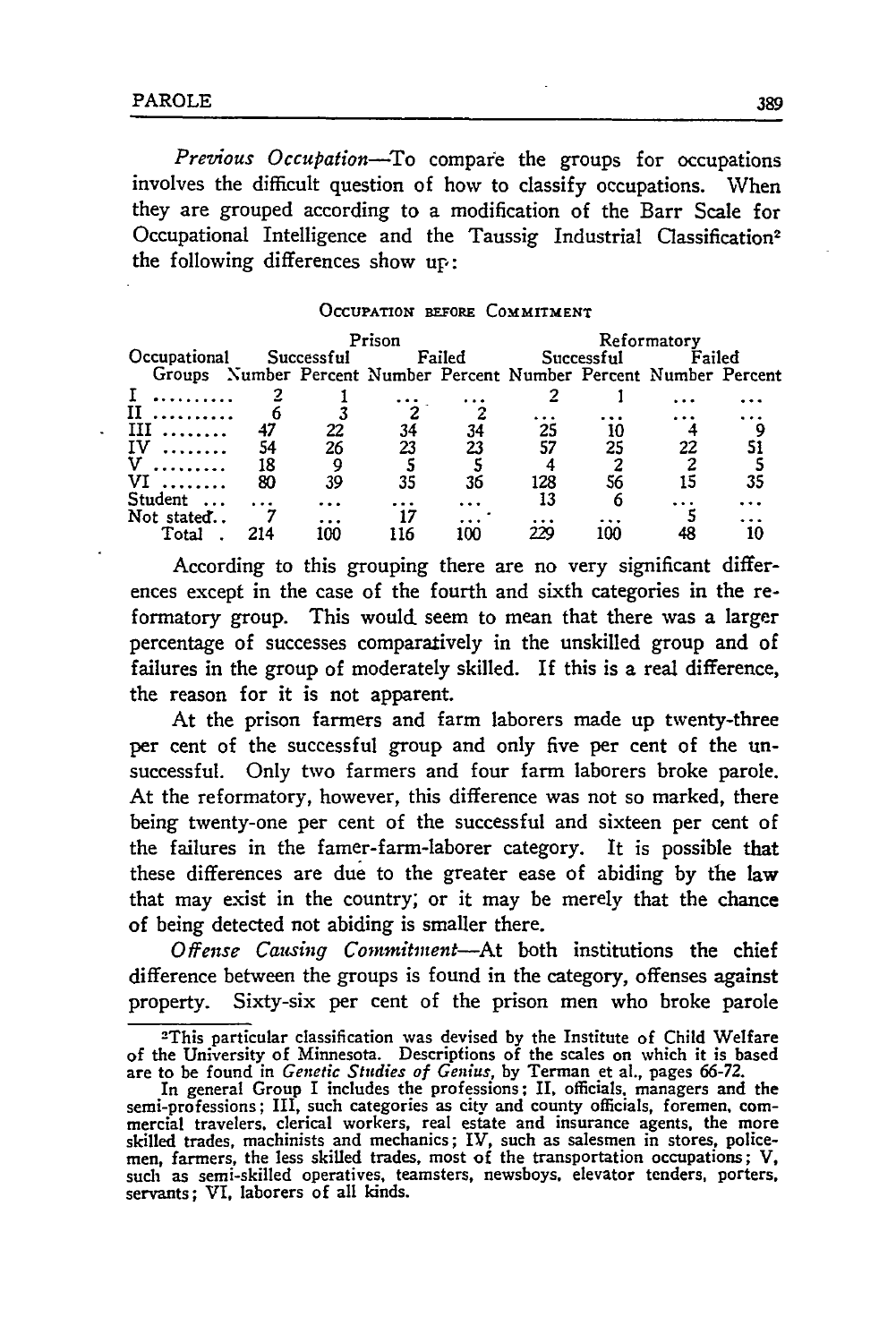*Previous Occupation*—To compare the groups for occupations involves the difficult question of how to classify occupations. When they are grouped according to a modification of the Barr Scale for Occupational Intelligence and the Taussig Industrial Classification[2] the following differences show up:

OCCUPATION BEFORE COMMITMENT

| Occupational Groups | Prison | | | | Reformatory | | | |
|---|---|---|---|---|---|---|---|---|
| | Successful | | Failed | | Successful | | Failed | |
| | Number | Percent | Number | Percent | Number | Percent | Number | Percent |
| I .......... | 2 | 1 | ... | ... | 2 | 1 | ... | ... |
| II .......... | 6 | 3 | 2 | 2 | ... | ... | ... | ... |
| III ........ | 47 | 22 | 34 | 34 | 25 | 10 | 4 | 9 |
| IV ........ | 54 | 26 | 23 | 23 | 57 | 25 | 22 | 51 |
| V ......... | 18 | 9 | 5 | 5 | 4 | 2 | 2 | 5 |
| VI ........ | 80 | 39 | 35 | 36 | 128 | 56 | 15 | 35 |
| Student ... | ... | ... | ... | ... | 13 | 6 | ... | ... |
| Not stated.. | 7 | ... | 17 | ... | ... | ... | 5 | ... |
| Total . | 214 | 100 | 116 | 100 | 229 | 100 | 48 | 10 |

According to this grouping there are no very significant differences except in the case of the fourth and sixth categories in the reformatory group. This would seem to mean that there was a larger percentage of successes comparatively in the unskilled group and of failures in the group of moderately skilled. If this is a real difference, the reason for it is not apparent.

At the prison farmers and farm laborers made up twenty-three per cent of the successful group and only five per cent of the unsuccessful. Only two farmers and four farm laborers broke parole. At the reformatory, however, this difference was not so marked, there being twenty-one per cent of the successful and sixteen per cent of the failures in the famer-farm-laborer category. It is possible that these differences are due to the greater ease of abiding by the law that may exist in the country; or it may be merely that the chance of being detected not abiding is smaller there.

*Offense Causing Commitment*—At both institutions the chief difference between the groups is found in the category, offenses against property. Sixty-six per cent of the prison men who broke parole

---

[2]This particular classification was devised by the Institute of Child Welfare of the University of Minnesota. Descriptions of the scales on which it is based are to be found in *Genetic Studies of Genius*, by Terman et al., pages 66-72.

In general Group I includes the professions; II, officials, managers and the semi-professions; III, such categories as city and county officials, foremen, commercial travelers, clerical workers, real estate and insurance agents, the more skilled trades, machinists and mechanics; IV, such as salesmen in stores, policemen, farmers, the less skilled trades, most of the transportation occupations; V, such as semi-skilled operatives, teamsters, newsboys, elevator tenders, porters, servants; VI, laborers of all kinds.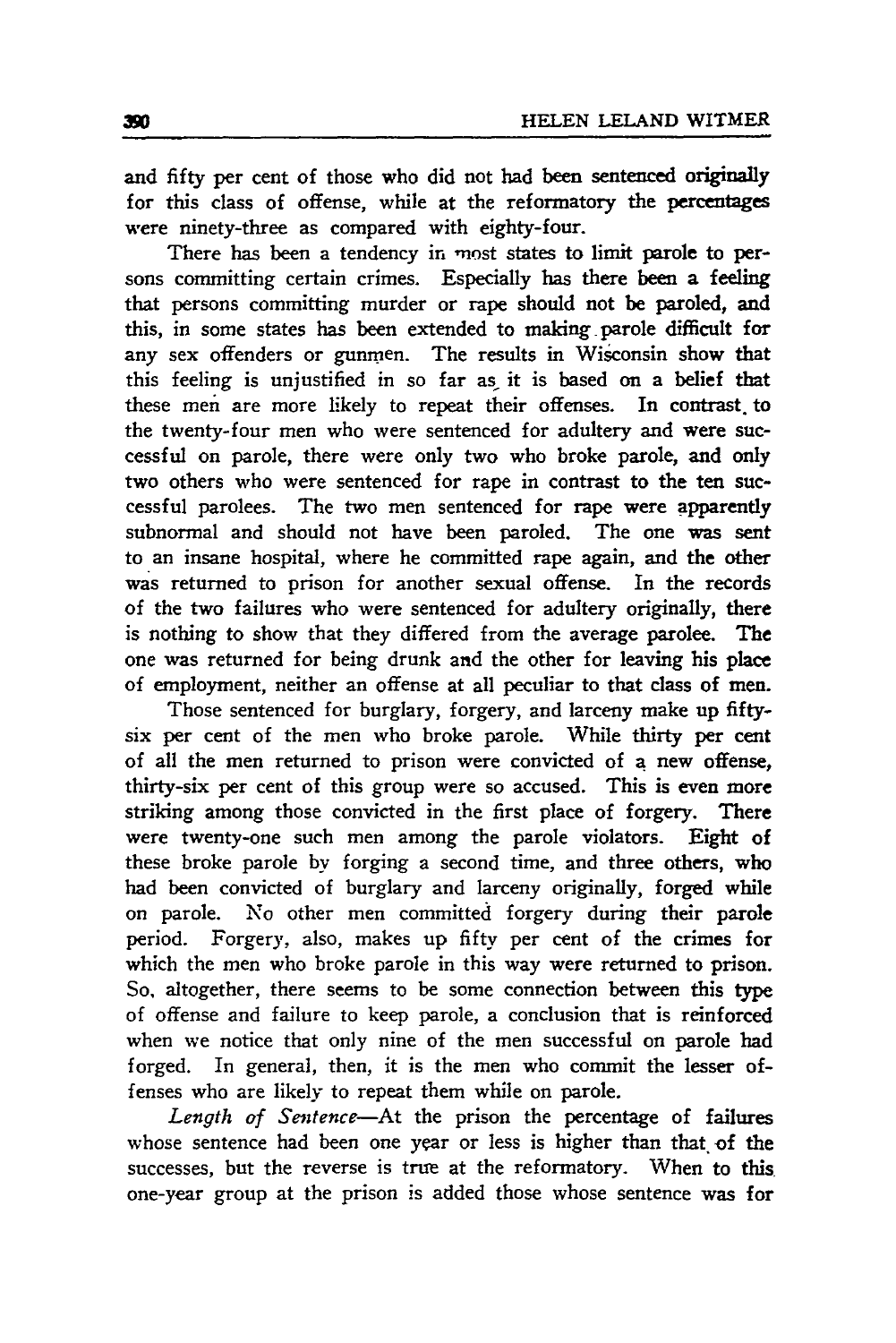and fifty per cent of those who did not had been sentenced originally for this class of offense, while at the reformatory the percentages were ninety-three as compared with eighty-four.

There has been a tendency in most states to limit parole to persons committing certain crimes. Especially has there been a feeling that persons committing murder or rape should not be paroled, and this, in some states has been extended to making parole difficult for any sex offenders or gunmen. The results in Wisconsin show that this feeling is unjustified in so far as it is based on a belief that these men are more likely to repeat their offenses. In contrast to the twenty-four men who were sentenced for adultery and were successful on parole, there were only two who broke parole, and only two others who were sentenced for rape in contrast to the ten successful parolees. The two men sentenced for rape were apparently subnormal and should not have been paroled. The one was sent to an insane hospital, where he committed rape again, and the other was returned to prison for another sexual offense. In the records of the two failures who were sentenced for adultery originally, there is nothing to show that they differed from the average parolee. The one was returned for being drunk and the other for leaving his place of employment, neither an offense at all peculiar to that class of men.

Those sentenced for burglary, forgery, and larceny make up fifty-six per cent of the men who broke parole. While thirty per cent of all the men returned to prison were convicted of a new offense, thirty-six per cent of this group were so accused. This is even more striking among those convicted in the first place of forgery. There were twenty-one such men among the parole violators. Eight of these broke parole by forging a second time, and three others, who had been convicted of burglary and larceny originally, forged while on parole. No other men committed forgery during their parole period. Forgery, also, makes up fifty per cent of the crimes for which the men who broke parole in this way were returned to prison. So, altogether, there seems to be some connection between this type of offense and failure to keep parole, a conclusion that is reinforced when we notice that only nine of the men successful on parole had forged. In general, then, it is the men who commit the lesser offenses who are likely to repeat them while on parole.

*Length of Sentence*—At the prison the percentage of failures whose sentence had been one year or less is higher than that of the successes, but the reverse is true at the reformatory. When to this one-year group at the prison is added those whose sentence was for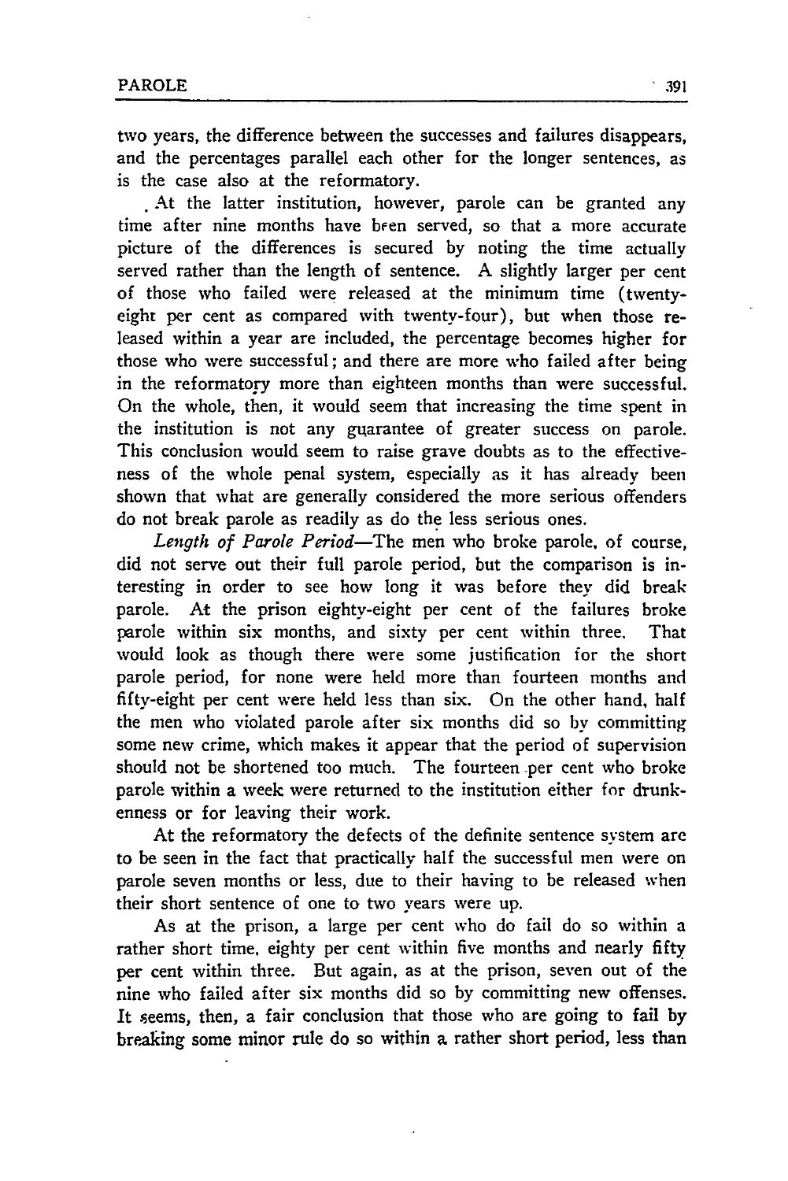two years, the difference between the successes and failures disappears, and the percentages parallel each other for the longer sentences, as is the case also at the reformatory.

At the latter institution, however, parole can be granted any time after nine months have been served, so that a more accurate picture of the differences is secured by noting the time actually served rather than the length of sentence. A slightly larger per cent of those who failed were released at the minimum time (twenty-eight per cent as compared with twenty-four), but when those released within a year are included, the percentage becomes higher for those who were successful; and there are more who failed after being in the reformatory more than eighteen months than were successful. On the whole, then, it would seem that increasing the time spent in the institution is not any guarantee of greater success on parole. This conclusion would seem to raise grave doubts as to the effectiveness of the whole penal system, especially as it has already been shown that what are generally considered the more serious offenders do not break parole as readily as do the less serious ones.

*Length of Parole Period*—The men who broke parole, of course, did not serve out their full parole period, but the comparison is interesting in order to see how long it was before they did break parole. At the prison eighty-eight per cent of the failures broke parole within six months, and sixty per cent within three. That would look as though there were some justification for the short parole period, for none were held more than fourteen months and fifty-eight per cent were held less than six. On the other hand, half the men who violated parole after six months did so by committing some new crime, which makes it appear that the period of supervision should not be shortened too much. The fourteen per cent who broke parole within a week were returned to the institution either for drunkenness or for leaving their work.

At the reformatory the defects of the definite sentence system are to be seen in the fact that practically half the successful men were on parole seven months or less, due to their having to be released when their short sentence of one to two years were up.

As at the prison, a large per cent who do fail do so within a rather short time, eighty per cent within five months and nearly fifty per cent within three. But again, as at the prison, seven out of the nine who failed after six months did so by committing new offenses. It seems, then, a fair conclusion that those who are going to fail by breaking some minor rule do so within a rather short period, less than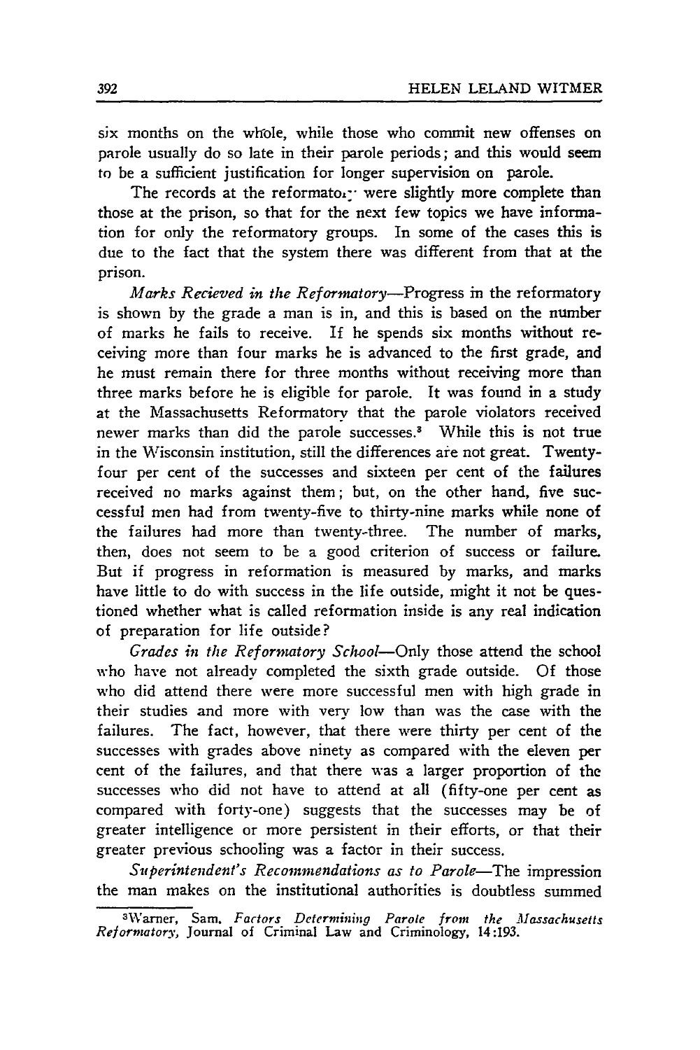six months on the whole, while those who commit new offenses on parole usually do so late in their parole periods; and this would seem to be a sufficient justification for longer supervision on parole.

The records at the reformatory were slightly more complete than those at the prison, so that for the next few topics we have information for only the reformatory groups. In some of the cases this is due to the fact that the system there was different from that at the prison.

*Marks Recieved in the Reformatory*—Progress in the reformatory is shown by the grade a man is in, and this is based on the number of marks he fails to receive. If he spends six months without receiving more than four marks he is advanced to the first grade, and he must remain there for three months without receiving more than three marks before he is eligible for parole. It was found in a study at the Massachusetts Reformatory that the parole violators received newer marks than did the parole successes.[3] While this is not true in the Wisconsin institution, still the differences are not great. Twenty-four per cent of the successes and sixteen per cent of the failures received no marks against them; but, on the other hand, five successful men had from twenty-five to thirty-nine marks while none of the failures had more than twenty-three. The number of marks, then, does not seem to be a good criterion of success or failure. But if progress in reformation is measured by marks, and marks have little to do with success in the life outside, might it not be questioned whether what is called reformation inside is any real indication of preparation for life outside?

*Grades in the Reformatory School*—Only those attend the school who have not already completed the sixth grade outside. Of those who did attend there were more successful men with high grade in their studies and more with very low than was the case with the failures. The fact, however, that there were thirty per cent of the successes with grades above ninety as compared with the eleven per cent of the failures, and that there was a larger proportion of the successes who did not have to attend at all (fifty-one per cent as compared with forty-one) suggests that the successes may be of greater intelligence or more persistent in their efforts, or that their greater previous schooling was a factor in their success.

*Superintendent's Recommendations as to Parole*—The impression the man makes on the institutional authorities is doubtless summed

---

[3]Warner, Sam. *Factors Determining Parole from the Massachusetts Reformatory*, Journal of Criminal Law and Criminology, 14:193.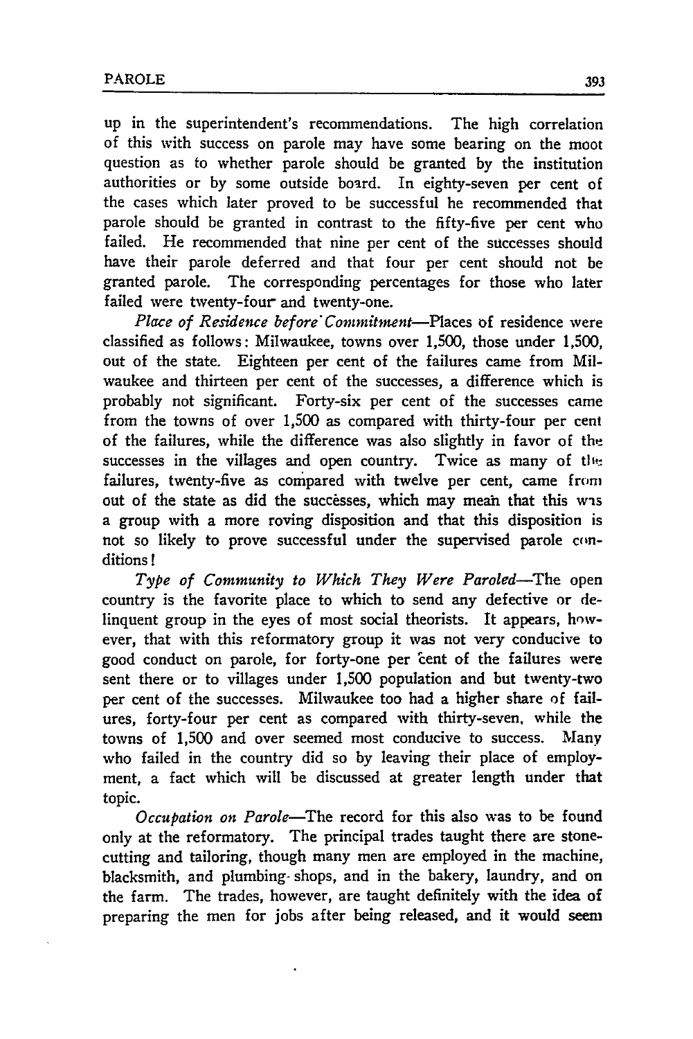up in the superintendent's recommendations. The high correlation of this with success on parole may have some bearing on the moot question as to whether parole should be granted by the institution authorities or by some outside board. In eighty-seven per cent of the cases which later proved to be successful he recommended that parole should be granted in contrast to the fifty-five per cent who failed. He recommended that nine per cent of the successes should have their parole deferred and that four per cent should not be granted parole. The corresponding percentages for those who later failed were twenty-four and twenty-one.

*Place of Residence before Commitment*—Places of residence were classified as follows: Milwaukee, towns over 1,500, those under 1,500, out of the state. Eighteen per cent of the failures came from Milwaukee and thirteen per cent of the successes, a difference which is probably not significant. Forty-six per cent of the successes came from the towns of over 1,500 as compared with thirty-four per cent of the failures, while the difference was also slightly in favor of the successes in the villages and open country. Twice as many of the failures, twenty-five as compared with twelve per cent, came from out of the state as did the successes, which may mean that this was a group with a more roving disposition and that this disposition is not so likely to prove successful under the supervised parole conditions!

*Type of Community to Which They Were Paroled*—The open country is the favorite place to which to send any defective or delinquent group in the eyes of most social theorists. It appears, however, that with this reformatory group it was not very conducive to good conduct on parole, for forty-one per cent of the failures were sent there or to villages under 1,500 population and but twenty-two per cent of the successes. Milwaukee too had a higher share of failures, forty-four per cent as compared with thirty-seven, while the towns of 1,500 and over seemed most conducive to success. Many who failed in the country did so by leaving their place of employment, a fact which will be discussed at greater length under that topic.

*Occupation on Parole*—The record for this also was to be found only at the reformatory. The principal trades taught there are stone-cutting and tailoring, though many men are employed in the machine, blacksmith, and plumbing shops, and in the bakery, laundry, and on the farm. The trades, however, are taught definitely with the idea of preparing the men for jobs after being released, and it would seem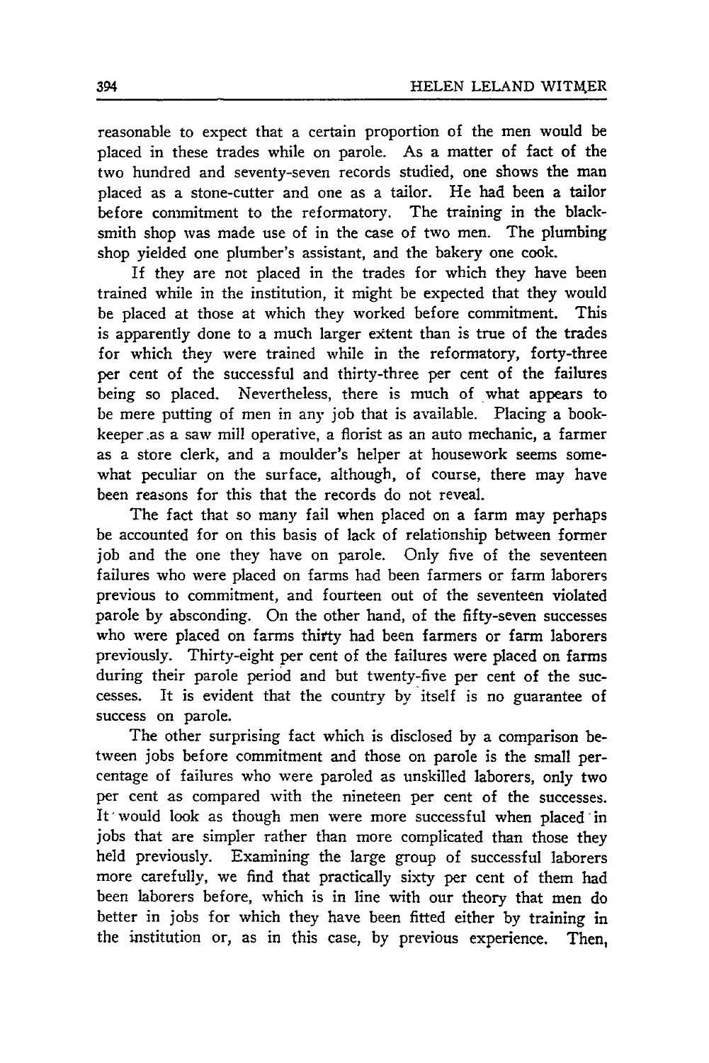reasonable to expect that a certain proportion of the men would be placed in these trades while on parole. As a matter of fact of the two hundred and seventy-seven records studied, one shows the man placed as a stone-cutter and one as a tailor. He had been a tailor before commitment to the reformatory. The training in the blacksmith shop was made use of in the case of two men. The plumbing shop yielded one plumber's assistant, and the bakery one cook.

If they are not placed in the trades for which they have been trained while in the institution, it might be expected that they would be placed at those at which they worked before commitment. This is apparently done to a much larger extent than is true of the trades for which they were trained while in the reformatory, forty-three per cent of the successful and thirty-three per cent of the failures being so placed. Nevertheless, there is much of what appears to be mere putting of men in any job that is available. Placing a bookkeeper as a saw mill operative, a florist as an auto mechanic, a farmer as a store clerk, and a moulder's helper at housework seems somewhat peculiar on the surface, although, of course, there may have been reasons for this that the records do not reveal.

The fact that so many fail when placed on a farm may perhaps be accounted for on this basis of lack of relationship between former job and the one they have on parole. Only five of the seventeen failures who were placed on farms had been farmers or farm laborers previous to commitment, and fourteen out of the seventeen violated parole by absconding. On the other hand, of the fifty-seven successes who were placed on farms thirty had been farmers or farm laborers previously. Thirty-eight per cent of the failures were placed on farms during their parole period and but twenty-five per cent of the successes. It is evident that the country by itself is no guarantee of success on parole.

The other surprising fact which is disclosed by a comparison between jobs before commitment and those on parole is the small percentage of failures who were paroled as unskilled laborers, only two per cent as compared with the nineteen per cent of the successes. It would look as though men were more successful when placed in jobs that are simpler rather than more complicated than those they held previously. Examining the large group of successful laborers more carefully, we find that practically sixty per cent of them had been laborers before, which is in line with our theory that men do better in jobs for which they have been fitted either by training in the institution or, as in this case, by previous experience. Then,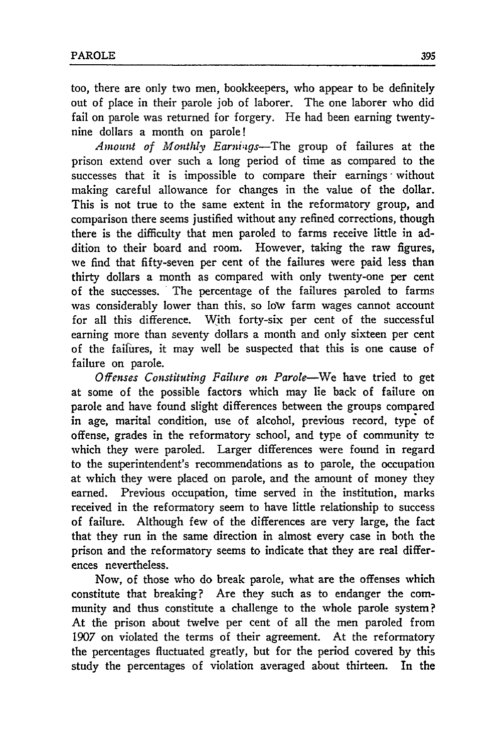too, there are only two men, bookkeepers, who appear to be definitely out of place in their parole job of laborer. The one laborer who did fail on parole was returned for forgery. He had been earning twenty-nine dollars a month on parole!

*Amount of Monthly Earnings*—The group of failures at the prison extend over such a long period of time as compared to the successes that it is impossible to compare their earnings without making careful allowance for changes in the value of the dollar. This is not true to the same extent in the reformatory group, and comparison there seems justified without any refined corrections, though there is the difficulty that men paroled to farms receive little in addition to their board and room. However, taking the raw figures, we find that fifty-seven per cent of the failures were paid less than thirty dollars a month as compared with only twenty-one per cent of the successes. The percentage of the failures paroled to farms was considerably lower than this, so low farm wages cannot account for all this difference. With forty-six per cent of the successful earning more than seventy dollars a month and only sixteen per cent of the failures, it may well be suspected that this is one cause of failure on parole.

*Offenses Constituting Failure on Parole*—We have tried to get at some of the possible factors which may lie back of failure on parole and have found slight differences between the groups compared in age, marital condition, use of alcohol, previous record, type of offense, grades in the reformatory school, and type of community to which they were paroled. Larger differences were found in regard to the superintendent's recommendations as to parole, the occupation at which they were placed on parole, and the amount of money they earned. Previous occupation, time served in the institution, marks received in the reformatory seem to have little relationship to success of failure. Although few of the differences are very large, the fact that they run in the same direction in almost every case in both the prison and the reformatory seems to indicate that they are real differences nevertheless.

Now, of those who do break parole, what are the offenses which constitute that breaking? Are they such as to endanger the community and thus constitute a challenge to the whole parole system? At the prison about twelve per cent of all the men paroled from 1907 on violated the terms of their agreement. At the reformatory the percentages fluctuated greatly, but for the period covered by this study the percentages of violation averaged about thirteen. In the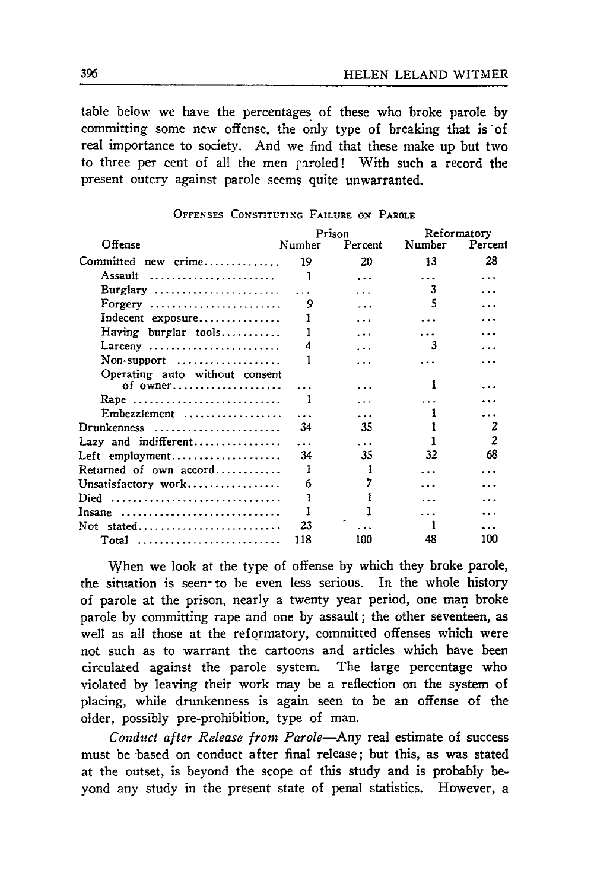table below we have the percentages of these who broke parole by committing some new offense, the only type of breaking that is of real importance to society. And we find that these make up but two to three per cent of all the men paroled! With such a record the present outcry against parole seems quite unwarranted.

OFFENSES CONSTITUTING FAILURE ON PAROLE

| Offense | Prison Number | Prison Percent | Reformatory Number | Reformatory Percent |
|---|---|---|---|---|
| Committed new crime | 19 | 20 | 13 | 28 |
| Assault | 1 | ... | ... | ... |
| Burglary | ... | ... | 3 | ... |
| Forgery | 9 | ... | 5 | ... |
| Indecent exposure | 1 | ... | ... | ... |
| Having burglar tools | 1 | ... | ... | ... |
| Larceny | 4 | ... | 3 | ... |
| Non-support | 1 | ... | ... | ... |
| Operating auto without consent of owner | ... | ... | 1 | ... |
| Rape | 1 | ... | ... | ... |
| Embezzlement | ... | ... | 1 | ... |
| Drunkenness | 34 | 35 | 1 | 2 |
| Lazy and indifferent | ... | ... | 1 | 2 |
| Left employment | 34 | 35 | 32 | 68 |
| Returned of own accord | 1 | 1 | ... | ... |
| Unsatisfactory work | 6 | 7 | ... | ... |
| Died | 1 | 1 | ... | ... |
| Insane | 1 | 1 | ... | ... |
| Not stated | 23 | ... | 1 | ... |
| Total | 118 | 100 | 48 | 100 |

When we look at the type of offense by which they broke parole, the situation is seen to be even less serious. In the whole history of parole at the prison, nearly a twenty year period, one man broke parole by committing rape and one by assault; the other seventeen, as well as all those at the reformatory, committed offenses which were not such as to warrant the cartoons and articles which have been circulated against the parole system. The large percentage who violated by leaving their work may be a reflection on the system of placing, while drunkenness is again seen to be an offense of the older, possibly pre-prohibition, type of man.

*Conduct after Release from Parole*—Any real estimate of success must be based on conduct after final release; but this, as was stated at the outset, is beyond the scope of this study and is probably beyond any study in the present state of penal statistics. However, a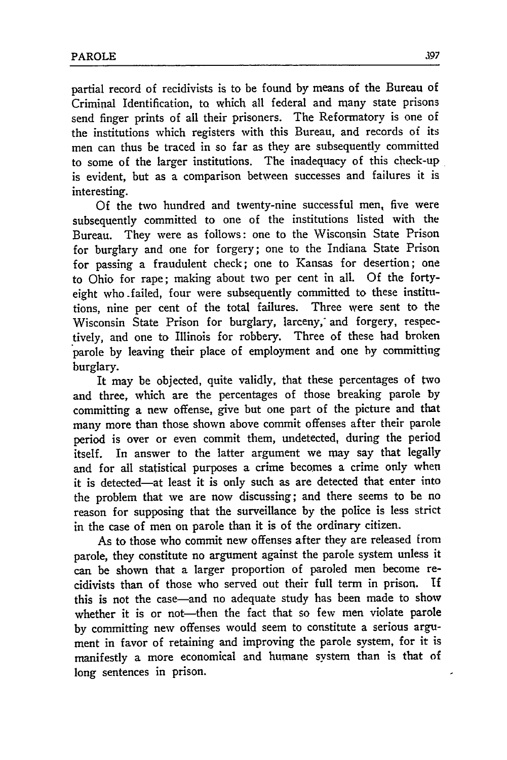partial record of recidivists is to be found by means of the Bureau of Criminal Identification, to which all federal and many state prisons send finger prints of all their prisoners. The Reformatory is one of the institutions which registers with this Bureau, and records of its men can thus be traced in so far as they are subsequently committed to some of the larger institutions. The inadequacy of this check-up is evident, but as a comparison between successes and failures it is interesting.

Of the two hundred and twenty-nine successful men, five were subsequently committed to one of the institutions listed with the Bureau. They were as follows: one to the Wisconsin State Prison for burglary and one for forgery; one to the Indiana State Prison for passing a fraudulent check; one to Kansas for desertion; one to Ohio for rape; making about two per cent in all. Of the forty-eight who failed, four were subsequently committed to these institutions, nine per cent of the total failures. Three were sent to the Wisconsin State Prison for burglary, larceny, and forgery, respectively, and one to Illinois for robbery. Three of these had broken parole by leaving their place of employment and one by committing burglary.

It may be objected, quite validly, that these percentages of two and three, which are the percentages of those breaking parole by committing a new offense, give but one part of the picture and that many more than those shown above commit offenses after their parole period is over or even commit them, undetected, during the period itself. In answer to the latter argument we may say that legally and for all statistical purposes a crime becomes a crime only when it is detected—at least it is only such as are detected that enter into the problem that we are now discussing; and there seems to be no reason for supposing that the surveillance by the police is less strict in the case of men on parole than it is of the ordinary citizen.

As to those who commit new offenses after they are released from parole, they constitute no argument against the parole system unless it can be shown that a larger proportion of paroled men become recidivists than of those who served out their full term in prison. If this is not the case—and no adequate study has been made to show whether it is or not—then the fact that so few men violate parole by committing new offenses would seem to constitute a serious argument in favor of retaining and improving the parole system, for it is manifestly a more economical and humane system than is that of long sentences in prison.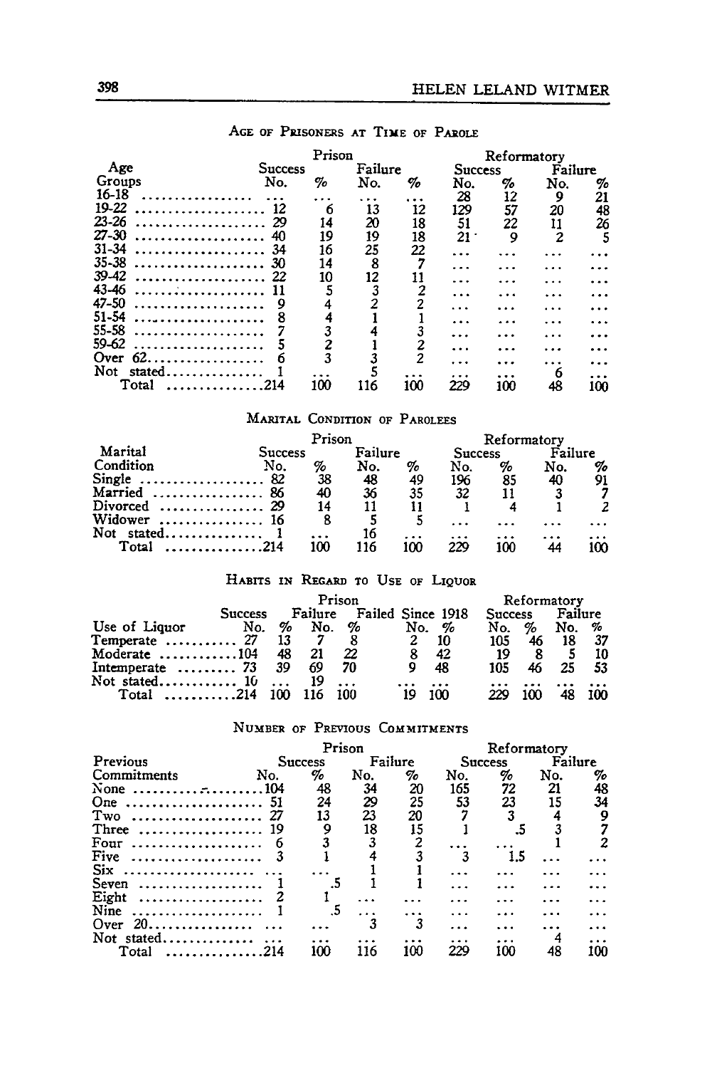### Age of Prisoners at Time of Parole

| Age Groups | Prison | | | | Reformatory | | | |
|---|---|---|---|---|---|---|---|---|
| | Success | | Failure | | Success | | Failure | |
| | No. | % | No. | % | No. | % | No. | % |
| 16-18 | ... | ... | ... | ... | 28 | 12 | 9 | 21 |
| 19-22 | 12 | 6 | 13 | 12 | 129 | 57 | 20 | 48 |
| 23-26 | 29 | 14 | 20 | 18 | 51 | 22 | 11 | 26 |
| 27-30 | 40 | 19 | 19 | 18 | 21 | 9 | 2 | 5 |
| 31-34 | 34 | 16 | 25 | 22 | ... | ... | ... | ... |
| 35-38 | 30 | 14 | 8 | 7 | ... | ... | ... | ... |
| 39-42 | 22 | 10 | 12 | 11 | ... | ... | ... | ... |
| 43-46 | 11 | 5 | 3 | 2 | ... | ... | ... | ... |
| 47-50 | 9 | 4 | 2 | 2 | ... | ... | ... | ... |
| 51-54 | 8 | 4 | 1 | 1 | ... | ... | ... | ... |
| 55-58 | 7 | 3 | 4 | 3 | ... | ... | ... | ... |
| 59-62 | 5 | 2 | 1 | 2 | ... | ... | ... | ... |
| Over 62 | 6 | 3 | 3 | 2 | ... | ... | ... | ... |
| Not stated | 1 | ... | 5 | ... | ... | ... | 6 | ... |
| Total | 214 | 100 | 116 | 100 | 229 | 100 | 48 | 100 |

### Marital Condition of Parolees

| Marital Condition | Prison | | | | Reformatory | | | |
|---|---|---|---|---|---|---|---|---|
| | Success | | Failure | | Success | | Failure | |
| | No. | % | No. | % | No. | % | No. | % |
| Single | 82 | 38 | 48 | 49 | 196 | 85 | 40 | 91 |
| Married | 86 | 40 | 36 | 35 | 32 | 11 | 3 | 7 |
| Divorced | 29 | 14 | 11 | 11 | 1 | 4 | 1 | 2 |
| Widower | 16 | 8 | 5 | 5 | ... | ... | ... | ... |
| Not stated | 1 | ... | 16 | ... | ... | ... | ... | ... |
| Total | 214 | 100 | 116 | 100 | 229 | 100 | 44 | 100 |

### Habits in Regard to Use of Liquor

| Use of Liquor | Prison | | | | | | Reformatory | | | |
|---|---|---|---|---|---|---|---|---|---|---|
| | Success | | Failure | | Failed Since 1918 | | Success | | Failure | |
| | No. | % | No. | % | No. | % | No. | % | No. | % |
| Temperate | 27 | 13 | 7 | 8 | 2 | 10 | 105 | 46 | 18 | 37 |
| Moderate | 104 | 48 | 21 | 22 | 8 | 42 | 19 | 8 | 5 | 10 |
| Intemperate | 73 | 39 | 69 | 70 | 9 | 48 | 105 | 46 | 25 | 53 |
| Not stated | 10 | ... | 19 | ... | ... | ... | ... | ... | ... | ... |
| Total | 214 | 100 | 116 | 100 | 19 | 100 | 229 | 100 | 48 | 100 |

### Number of Previous Commitments

| Previous Commitments | Prison | | | | Reformatory | | | |
|---|---|---|---|---|---|---|---|---|
| | Success | | Failure | | Success | | Failure | |
| | No. | % | No. | % | No. | % | No. | % |
| None | 104 | 48 | 34 | 20 | 165 | 72 | 21 | 48 |
| One | 51 | 24 | 29 | 25 | 53 | 23 | 15 | 34 |
| Two | 27 | 13 | 23 | 20 | 7 | 3 | 4 | 9 |
| Three | 19 | 9 | 18 | 15 | 1 | .5 | 3 | 7 |
| Four | 6 | 3 | 3 | 2 | ... | ... | 1 | 2 |
| Five | 3 | 1 | 4 | 3 | 3 | 1.5 | ... | ... |
| Six | ... | ... | 1 | 1 | ... | ... | ... | ... |
| Seven | 1 | .5 | 1 | 1 | ... | ... | ... | ... |
| Eight | 2 | 1 | ... | ... | ... | ... | ... | ... |
| Nine | 1 | .5 | ... | ... | ... | ... | ... | ... |
| Over 20 | ... | ... | 3 | 3 | ... | ... | ... | ... |
| Not stated | ... | ... | ... | ... | ... | ... | 4 | ... |
| Total | 214 | 100 | 116 | 100 | 229 | 100 | 48 | 100 |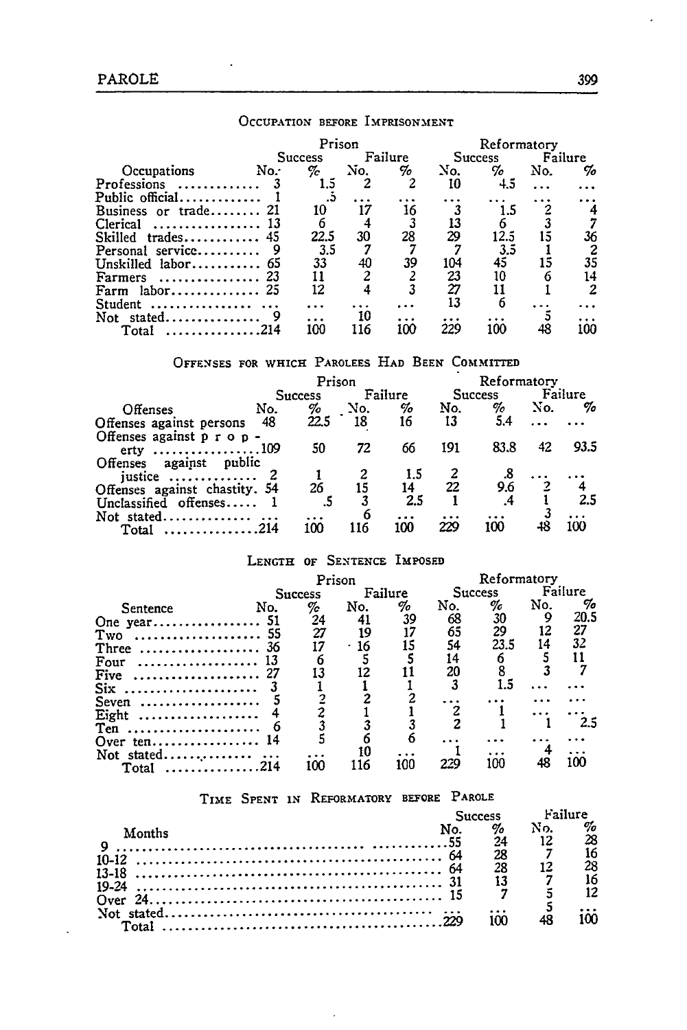### Occupation before Imprisonment

| | Prison | | | | Reformatory | | | |
|---|---|---|---|---|---|---|---|---|
| | Success | | Failure | | Success | | Failure | |
| Occupations | No. | % | No. | % | No. | % | No. | % |
| Professions | 3 | 1.5 | 2 | 2 | 10 | 4.5 | ... | ... |
| Public official | 1 | .5 | ... | ... | ... | ... | ... | ... |
| Business or trade | 21 | 10 | 17 | 16 | 3 | 1.5 | 2 | 4 |
| Clerical | 13 | 6 | 4 | 3 | 13 | 6 | 3 | 7 |
| Skilled trades | 45 | 22.5 | 30 | 28 | 29 | 12.5 | 15 | 36 |
| Personal service | 9 | 3.5 | 7 | 7 | 7 | 3.5 | 1 | 2 |
| Unskilled labor | 65 | 33 | 40 | 39 | 104 | 45 | 15 | 35 |
| Farmers | 23 | 11 | 2 | 2 | 23 | 10 | 6 | 14 |
| Farm labor | 25 | 12 | 4 | 3 | 27 | 11 | 1 | 2 |
| Student | ... | ... | ... | ... | 13 | 6 | ... | ... |
| Not stated | 9 | ... | 10 | ... | ... | ... | 5 | ... |
| Total | 214 | 100 | 116 | 100 | 229 | 100 | 48 | 100 |

### Offenses for which Parolees Had Been Committed

| | Prison | | | | Reformatory | | | |
|---|---|---|---|---|---|---|---|---|
| | Success | | Failure | | Success | | Failure | |
| Offenses | No. | % | No. | % | No. | % | No. | % |
| Offenses against persons | 48 | 22.5 | 18 | 16 | 13 | 5.4 | ... | ... |
| Offenses against property | 109 | 50 | 72 | 66 | 191 | 83.8 | 42 | 93.5 |
| Offenses against public justice | 2 | 1 | 2 | 1.5 | 2 | .8 | ... | ... |
| Offenses against chastity | 54 | 26 | 15 | 14 | 22 | 9.6 | 2 | 4 |
| Unclassified offenses | 1 | .5 | 3 | 2.5 | 1 | .4 | 1 | 2.5 |
| Not stated | ... | ... | 6 | ... | ... | ... | 3 | ... |
| Total | 214 | 100 | 116 | 100 | 229 | 100 | 48 | 100 |

### Length of Sentence Imposed

| | Prison | | | | Reformatory | | | |
|---|---|---|---|---|---|---|---|---|
| | Success | | Failure | | Success | | Failure | |
| Sentence | No. | % | No. | % | No. | % | No. | % |
| One year | 51 | 24 | 41 | 39 | 68 | 30 | 9 | 20.5 |
| Two | 55 | 27 | 19 | 17 | 65 | 29 | 12 | 27 |
| Three | 36 | 17 | 16 | 15 | 54 | 23.5 | 14 | 32 |
| Four | 13 | 6 | 5 | 5 | 14 | 6 | 5 | 11 |
| Five | 27 | 13 | 12 | 11 | 20 | 8 | 3 | 7 |
| Six | 3 | 1 | 1 | 1 | 3 | 1.5 | ... | ... |
| Seven | 5 | 2 | 2 | 2 | ... | ... | ... | ... |
| Eight | 4 | 2 | 1 | 1 | 2 | 1 | ... | ... |
| Ten | 6 | 3 | 3 | 3 | 2 | 1 | 1 | 2.5 |
| Over ten | 14 | 5 | 6 | 6 | ... | ... | ... | ... |
| Not stated | ... | ... | 10 | ... | 1 | ... | 4 | ... |
| Total | 214 | 100 | 116 | 100 | 229 | 100 | 48 | 100 |

### Time Spent in Reformatory before Parole

| | Success | | Failure | |
|---|---|---|---|---|
| Months | No. | % | No. | % |
| 9 | 55 | 24 | 12 | 28 |
| 10-12 | 64 | 28 | 7 | 16 |
| 13-18 | 64 | 28 | 12 | 28 |
| 19-24 | 31 | 13 | 7 | 16 |
| Over 24 | 15 | 7 | 5 | 12 |
| Not stated | ... | ... | 5 | ... |
| Total | 229 | 100 | 48 | 100 |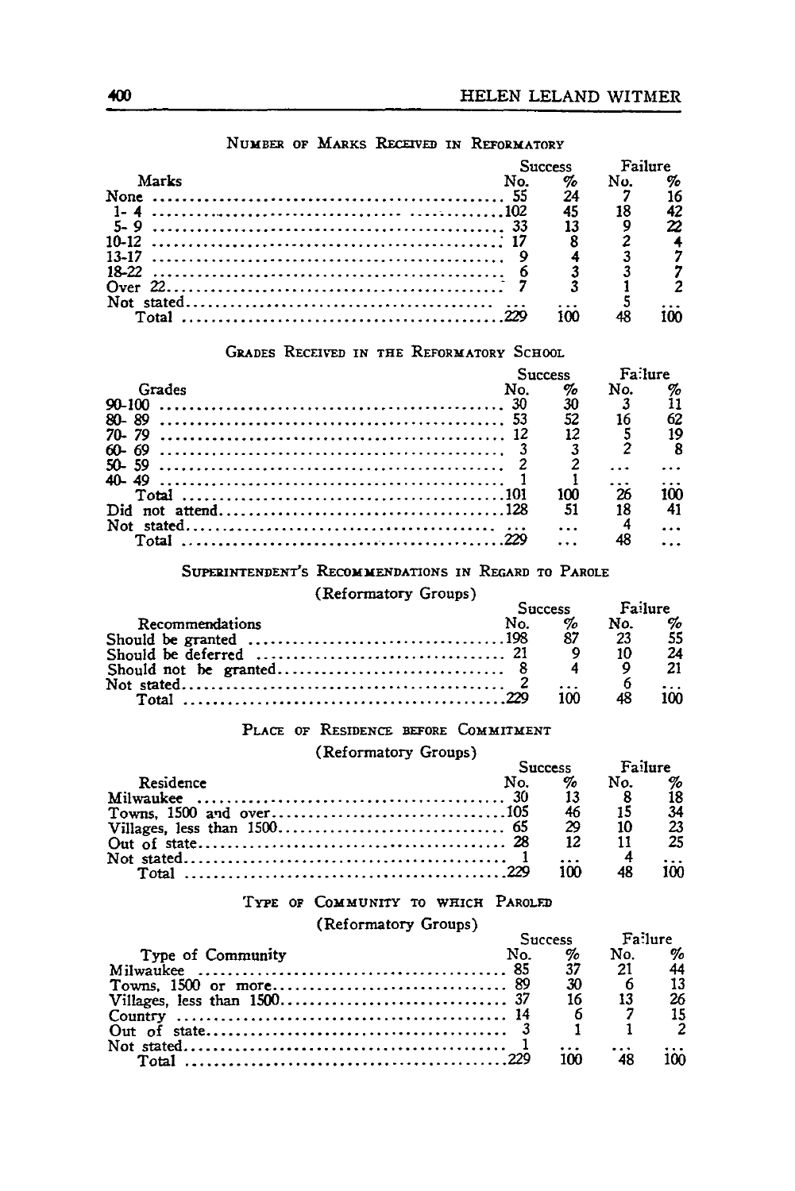NUMBER OF MARKS RECEIVED IN REFORMATORY

| Marks | Success No. | Success % | Failure No. | Failure % |
|---|---|---|---|---|
| None | 55 | 24 | 7 | 16 |
| 1- 4 | 102 | 45 | 18 | 42 |
| 5- 9 | 33 | 13 | 9 | 22 |
| 10-12 | 17 | 8 | 2 | 4 |
| 13-17 | 9 | 4 | 3 | 7 |
| 18-22 | 6 | 3 | 3 | 7 |
| Over 22 | 7 | 3 | 1 | 2 |
| Not stated | ... | ... | 5 | ... |
| Total | 229 | 100 | 48 | 100 |

GRADES RECEIVED IN THE REFORMATORY SCHOOL

| Grades | Success No. | Success % | Failure No. | Failure % |
|---|---|---|---|---|
| 90-100 | 30 | 30 | 3 | 11 |
| 80- 89 | 53 | 52 | 16 | 62 |
| 70- 79 | 12 | 12 | 5 | 19 |
| 60- 69 | 3 | 3 | 2 | 8 |
| 50- 59 | 2 | 2 | ... | ... |
| 40- 49 | 1 | 1 | ... | ... |
| Total | 101 | 100 | 26 | 100 |
| Did not attend | 128 | 51 | 18 | 41 |
| Not stated | ... | ... | 4 | ... |
| Total | 229 | ... | 48 | ... |

SUPERINTENDENT'S RECOMMENDATIONS IN REGARD TO PAROLE

(Reformatory Groups)

| Recommendations | Success No. | Success % | Failure No. | Failure % |
|---|---|---|---|---|
| Should be granted | 198 | 87 | 23 | 55 |
| Should be deferred | 21 | 9 | 10 | 24 |
| Should not be granted | 8 | 4 | 9 | 21 |
| Not stated | 2 | ... | 6 | ... |
| Total | 229 | 100 | 48 | 100 |

PLACE OF RESIDENCE BEFORE COMMITMENT

(Reformatory Groups)

| Residence | Success No. | Success % | Failure No. | Failure % |
|---|---|---|---|---|
| Milwaukee | 30 | 13 | 8 | 18 |
| Towns, 1500 and over | 105 | 46 | 15 | 34 |
| Villages, less than 1500 | 65 | 29 | 10 | 23 |
| Out of state | 28 | 12 | 11 | 25 |
| Not stated | 1 | ... | 4 | ... |
| Total | 229 | 100 | 48 | 100 |

TYPE OF COMMUNITY TO WHICH PAROLED

(Reformatory Groups)

| Type of Community | Success No. | Success % | Failure No. | Failure % |
|---|---|---|---|---|
| Milwaukee | 85 | 37 | 21 | 44 |
| Towns, 1500 or more | 89 | 30 | 6 | 13 |
| Villages, less than 1500 | 37 | 16 | 13 | 26 |
| Country | 14 | 6 | 7 | 15 |
| Out of state | 3 | 1 | 1 | 2 |
| Not stated | 1 | ... | ... | ... |
| Total | 229 | 100 | 48 | 100 |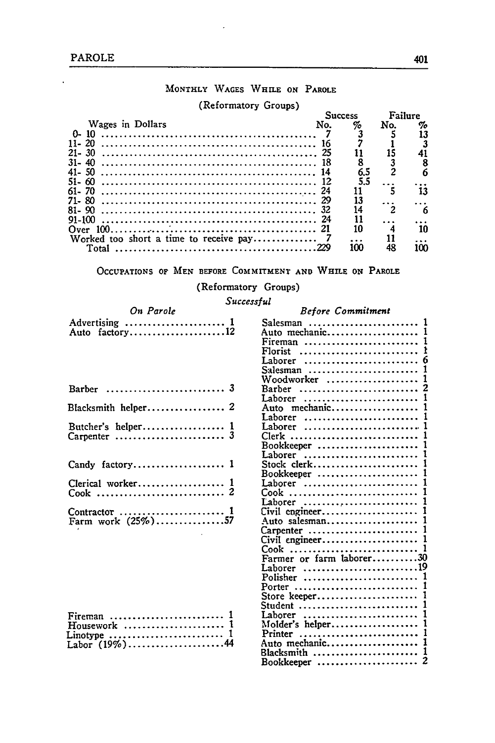### Monthly Wages While on Parole

(Reformatory Groups)

| Wages in Dollars | Success No. | Success % | Failure No. | Failure % |
|---|---|---|---|---|
| 0- 10 | 7 | 3 | 5 | 13 |
| 11- 20 | 16 | 7 | 1 | 3 |
| 21- 30 | 25 | 11 | 15 | 41 |
| 31- 40 | 18 | 8 | 3 | 8 |
| 41- 50 | 14 | 6.5 | 2 | 6 |
| 51- 60 | 12 | 5.5 | ... | ... |
| 61- 70 | 24 | 11 | 5 | 13 |
| 71- 80 | 29 | 13 | ... | ... |
| 81- 90 | 32 | 14 | 2 | 6 |
| 91-100 | 24 | 11 | ... | ... |
| Over 100 | 21 | 10 | 4 | 10 |
| Worked too short a time to receive pay | 7 | ... | 11 | ... |
| Total | 229 | 100 | 48 | 100 |

### Occupations of Men before Commitment and While on Parole

(Reformatory Groups)

*Successful*

| *On Parole* | | *Before Commitment* | |
|---|---|---|---|
| Advertising | 1 | Salesman | 1 |
| Auto factory | 12 | Auto mechanic | 1 |
| | | Fireman | 1 |
| | | Florist | 1 |
| | | Laborer | 6 |
| | | Salesman | 1 |
| | | Woodworker | 1 |
| Barber | 3 | Barber | 2 |
| | | Laborer | 1 |
| Blacksmith helper | 2 | Auto mechanic | 1 |
| | | Laborer | 1 |
| Butcher's helper | 1 | Laborer | 1 |
| Carpenter | 3 | Clerk | 1 |
| | | Bookkeeper | 1 |
| | | Laborer | 1 |
| Candy factory | 1 | Stock clerk | 1 |
| | | Bookkeeper | 1 |
| Clerical worker | 1 | Laborer | 1 |
| Cook | 2 | Cook | 1 |
| | | Laborer | 1 |
| Contractor | 1 | Civil engineer | 1 |
| Farm work (25%) | 57 | Auto salesman | 1 |
| | | Carpenter | 1 |
| | | Civil engineer | 1 |
| | | Cook | 1 |
| | | Farmer or farm laborer | 30 |
| | | Laborer | 19 |
| | | Polisher | 1 |
| | | Porter | 1 |
| | | Store keeper | 1 |
| | | Student | 1 |
| Fireman | 1 | Laborer | 1 |
| Housework | 1 | Molder's helper | 1 |
| Linotype | 1 | Printer | 1 |
| Labor (19%) | 44 | Auto mechanic | 1 |
| | | Blacksmith | 1 |
| | | Bookkeeper | 2 |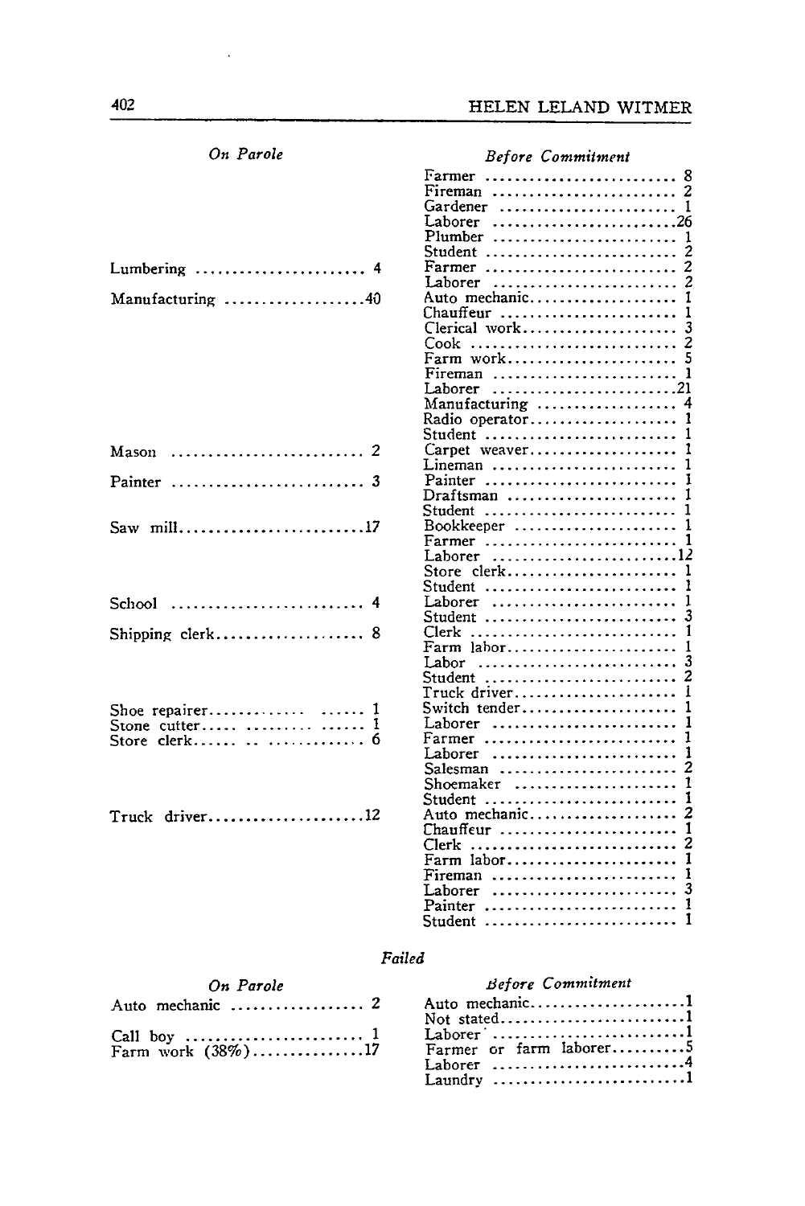| *On Parole* | | *Before Commitment* | |
|---|---|---|---|
| | | Farmer | 8 |
| | | Fireman | 2 |
| | | Gardener | 1 |
| | | Laborer | 26 |
| | | Plumber | 1 |
| | | Student | 2 |
| Lumbering | 4 | Farmer | 2 |
| | | Laborer | 2 |
| Manufacturing | 40 | Auto mechanic | 1 |
| | | Chauffeur | 1 |
| | | Clerical work | 3 |
| | | Cook | 2 |
| | | Farm work | 5 |
| | | Fireman | 1 |
| | | Laborer | 21 |
| | | Manufacturing | 4 |
| | | Radio operator | 1 |
| | | Student | 1 |
| Mason | 2 | Carpet weaver | 1 |
| | | Lineman | 1 |
| Painter | 3 | Painter | 1 |
| | | Draftsman | 1 |
| | | Student | 1 |
| Saw mill | 17 | Bookkeeper | 1 |
| | | Farmer | 1 |
| | | Laborer | 12 |
| | | Store clerk | 1 |
| | | Student | 1 |
| School | 4 | Laborer | 1 |
| | | Student | 3 |
| Shipping clerk | 8 | Clerk | 1 |
| | | Farm labor | 1 |
| | | Labor | 3 |
| | | Student | 2 |
| | | Truck driver | 1 |
| Shoe repairer | 1 | Switch tender | 1 |
| Stone cutter | 1 | Laborer | 1 |
| Store clerk | 6 | Farmer | 1 |
| | | Laborer | 1 |
| | | Salesman | 2 |
| | | Shoemaker | 1 |
| | | Student | 1 |
| Truck driver | 12 | Auto mechanic | 2 |
| | | Chauffeur | 1 |
| | | Clerk | 2 |
| | | Farm labor | 1 |
| | | Fireman | 1 |
| | | Laborer | 3 |
| | | Painter | 1 |
| | | Student | 1 |

*Failed*

| *On Parole* | | *Before Commitment* | |
|---|---|---|---|
| Auto mechanic | 2 | Auto mechanic | 1 |
| | | Not stated | 1 |
| Call boy | 1 | Laborer | 1 |
| Farm work (38%) | 17 | Farmer or farm laborer | 5 |
| | | Laborer | 4 |
| | | Laundry | 1 |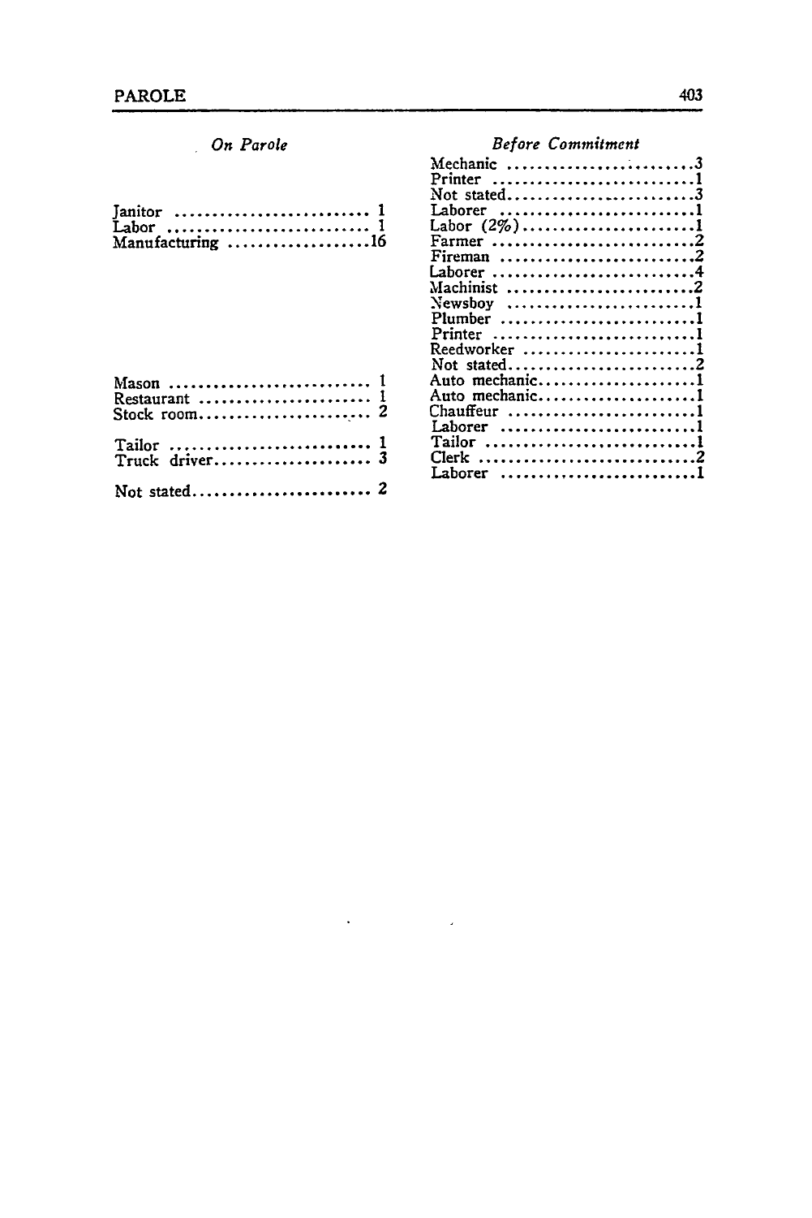| *On Parole* | | *Before Commitment* | |
|---|---|---|---|
| | | Mechanic | 3 |
| | | Printer | 1 |
| | | Not stated | 3 |
| Janitor | 1 | Laborer | 1 |
| Labor | 1 | Labor (2%) | 1 |
| Manufacturing | 16 | Farmer | 2 |
| | | Fireman | 2 |
| | | Laborer | 4 |
| | | Machinist | 2 |
| | | Newsboy | 1 |
| | | Plumber | 1 |
| | | Printer | 1 |
| | | Reedworker | 1 |
| | | Not stated | 2 |
| Mason | 1 | Auto mechanic | 1 |
| Restaurant | 1 | Auto mechanic | 1 |
| Stock room | 2 | Chauffeur | 1 |
| | | Laborer | 1 |
| Tailor | 1 | Tailor | 1 |
| Truck driver | 3 | Clerk | 2 |
| | | Laborer | 1 |
| Not stated | 2 | | |